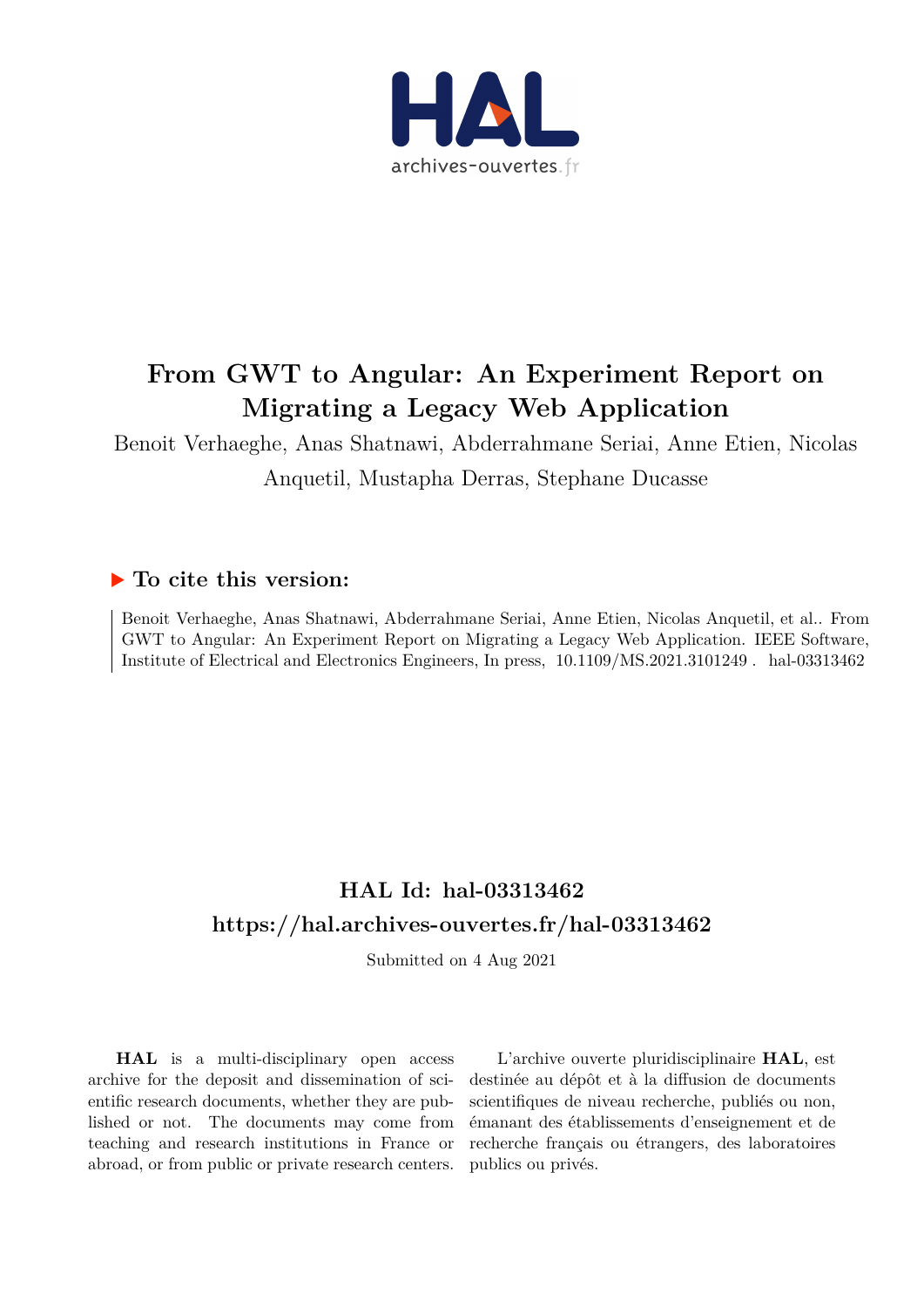# From GWT to Angular: An Experiment Report on Migrating a Legacy Web Application

Benoit Verhaeghe, Anas Shatnawi, Abderrahmane Seriai, Anne Etien, Nicolas Anquetil, Mustapha Derras, Stephane Ducasse

## To cite this version:

Benoit Verhaeghe, Anas Shatnawi, Abderrahmane Seriai, Anne Etien, Nicolas Anquetil, et al.. From GWT to Angular: An Experiment Report on Migrating a Legacy Web Application. IEEE Software, Institute of Electrical and Electronics Engineers, In press, 10.1109/MS.2021.3101249 . hal-03313462

## HAL Id: hal-03313462

## https://hal.archives-ouvertes.fr/hal-03313462

Submitted on 4 Aug 2021

**HAL** is a multi-disciplinary open access archive for the deposit and dissemination of scientific research documents, whether they are published or not. The documents may come from teaching and research institutions in France or abroad, or from public or private research centers.

L'archive ouverte pluridisciplinaire **HAL**, est destinée au dépôt et à la diffusion de documents scientifiques de niveau recherche, publiés ou non, émanant des établissements d'enseignement et de recherche français ou étrangers, des laboratoires publics ou privés.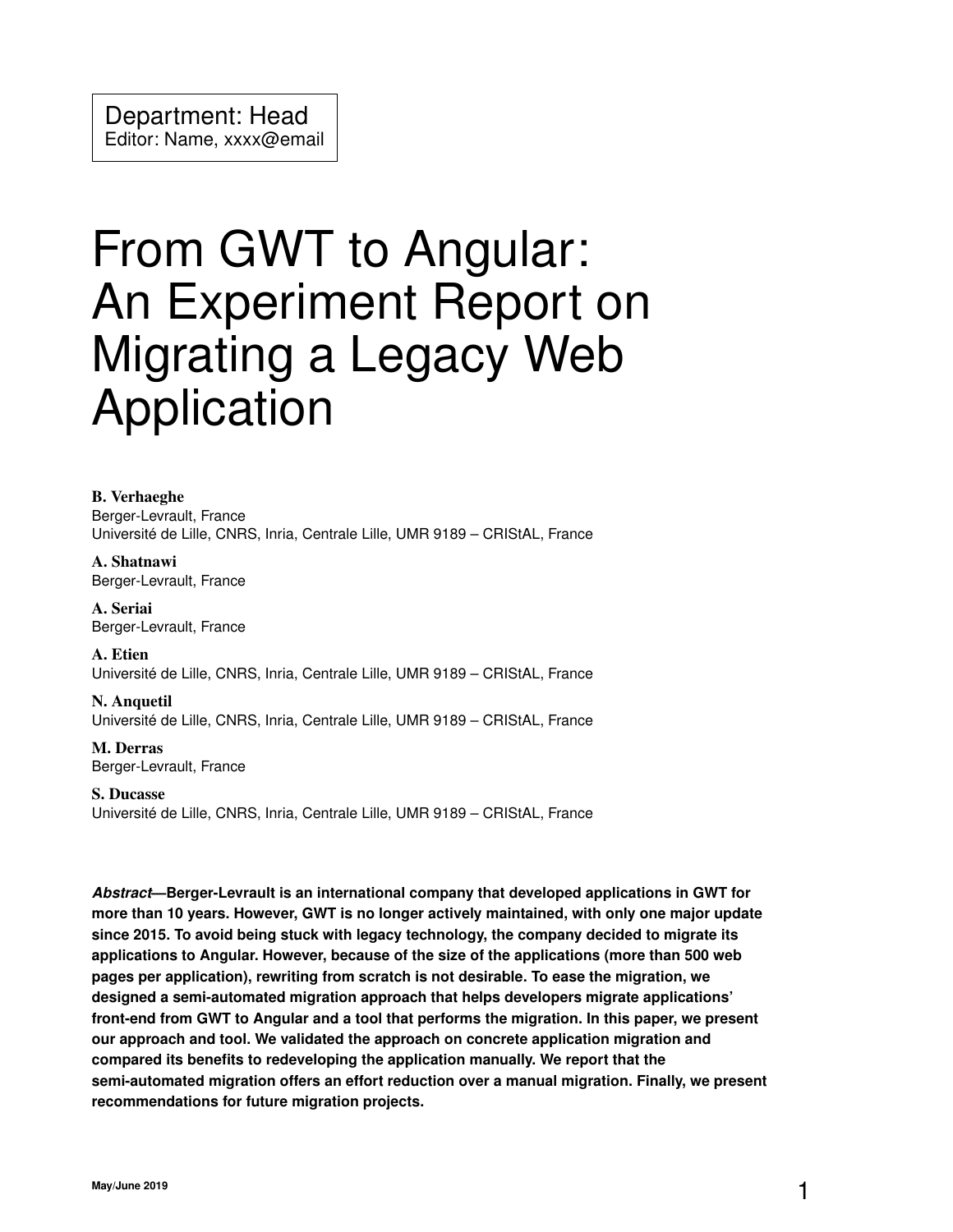Department: Head
Editor: Name, xxxx@email

# From GWT to Angular: An Experiment Report on Migrating a Legacy Web Application

**B. Verhaeghe**
Berger-Levrault, France
Université de Lille, CNRS, Inria, Centrale Lille, UMR 9189 – CRIStAL, France

**A. Shatnawi**
Berger-Levrault, France

**A. Seriai**
Berger-Levrault, France

**A. Etien**
Université de Lille, CNRS, Inria, Centrale Lille, UMR 9189 – CRIStAL, France

**N. Anquetil**
Université de Lille, CNRS, Inria, Centrale Lille, UMR 9189 – CRIStAL, France

**M. Derras**
Berger-Levrault, France

**S. Ducasse**
Université de Lille, CNRS, Inria, Centrale Lille, UMR 9189 – CRIStAL, France

***Abstract*—Berger-Levrault is an international company that developed applications in GWT for more than 10 years. However, GWT is no longer actively maintained, with only one major update since 2015. To avoid being stuck with legacy technology, the company decided to migrate its applications to Angular. However, because of the size of the applications (more than 500 web pages per application), rewriting from scratch is not desirable. To ease the migration, we designed a semi-automated migration approach that helps developers migrate applications' front-end from GWT to Angular and a tool that performs the migration. In this paper, we present our approach and tool. We validated the approach on concrete application migration and compared its benefits to redeveloping the application manually. We report that the semi-automated migration offers an effort reduction over a manual migration. Finally, we present recommendations for future migration projects.**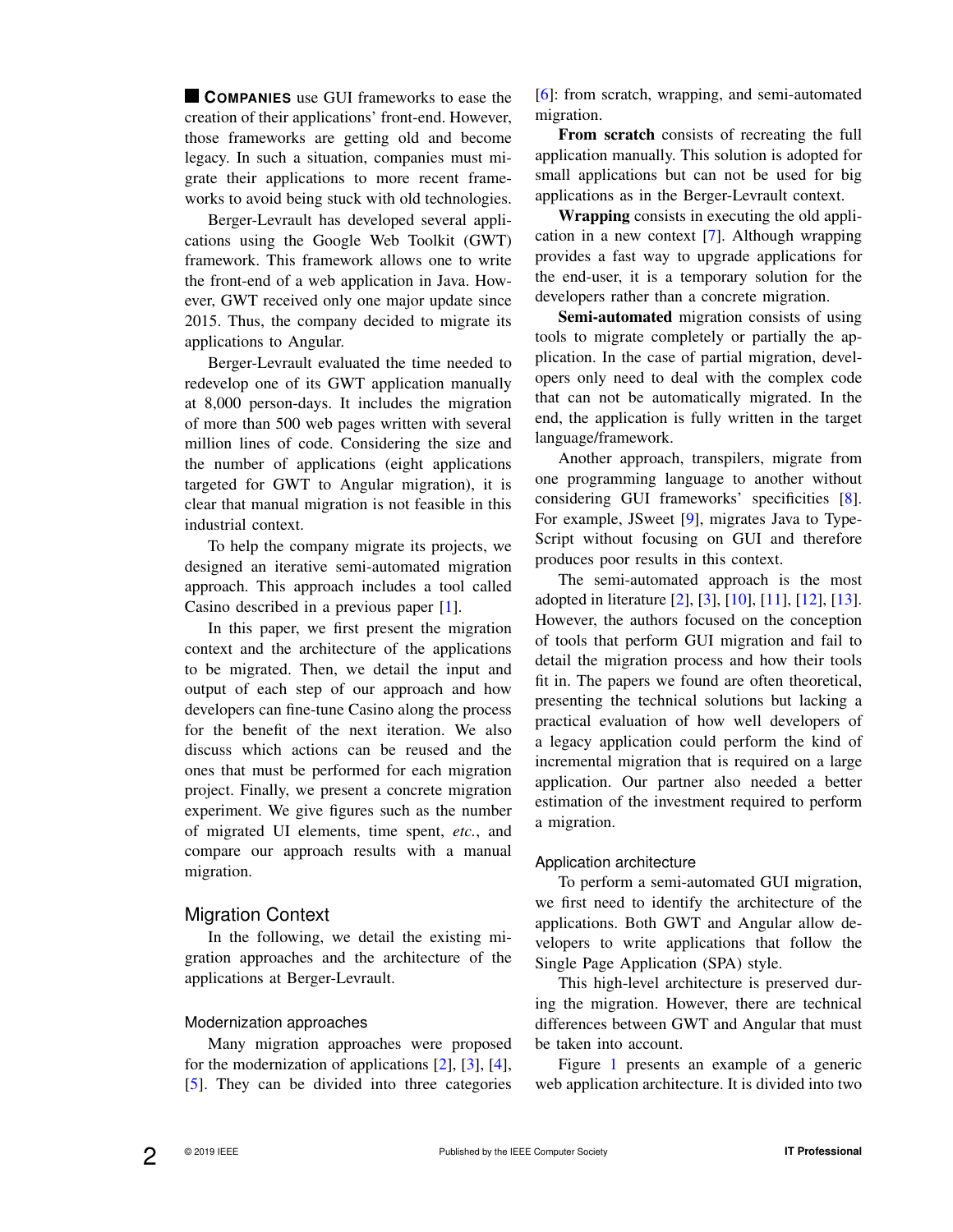**COMPANIES** use GUI frameworks to ease the creation of their applications' front-end. However, those frameworks are getting old and become legacy. In such a situation, companies must migrate their applications to more recent frameworks to avoid being stuck with old technologies.

Berger-Levrault has developed several applications using the Google Web Toolkit (GWT) framework. This framework allows one to write the front-end of a web application in Java. However, GWT received only one major update since 2015. Thus, the company decided to migrate its applications to Angular.

Berger-Levrault evaluated the time needed to redevelop one of its GWT application manually at 8,000 person-days. It includes the migration of more than 500 web pages written with several million lines of code. Considering the size and the number of applications (eight applications targeted for GWT to Angular migration), it is clear that manual migration is not feasible in this industrial context.

To help the company migrate its projects, we designed an iterative semi-automated migration approach. This approach includes a tool called Casino described in a previous paper [1].

In this paper, we first present the migration context and the architecture of the applications to be migrated. Then, we detail the input and output of each step of our approach and how developers can fine-tune Casino along the process for the benefit of the next iteration. We also discuss which actions can be reused and the ones that must be performed for each migration project. Finally, we present a concrete migration experiment. We give figures such as the number of migrated UI elements, time spent, *etc.*, and compare our approach results with a manual migration.

## Migration Context

In the following, we detail the existing migration approaches and the architecture of the applications at Berger-Levrault.

### Modernization approaches

Many migration approaches were proposed for the modernization of applications [2], [3], [4], [5]. They can be divided into three categories [6]: from scratch, wrapping, and semi-automated migration.

**From scratch** consists of recreating the full application manually. This solution is adopted for small applications but can not be used for big applications as in the Berger-Levrault context.

**Wrapping** consists in executing the old application in a new context [7]. Although wrapping provides a fast way to upgrade applications for the end-user, it is a temporary solution for the developers rather than a concrete migration.

**Semi-automated** migration consists of using tools to migrate completely or partially the application. In the case of partial migration, developers only need to deal with the complex code that can not be automatically migrated. In the end, the application is fully written in the target language/framework.

Another approach, transpilers, migrate from one programming language to another without considering GUI frameworks' specificities [8]. For example, JSweet [9], migrates Java to TypeScript without focusing on GUI and therefore produces poor results in this context.

The semi-automated approach is the most adopted in literature [2], [3], [10], [11], [12], [13]. However, the authors focused on the conception of tools that perform GUI migration and fail to detail the migration process and how their tools fit in. The papers we found are often theoretical, presenting the technical solutions but lacking a practical evaluation of how well developers of a legacy application could perform the kind of incremental migration that is required on a large application. Our partner also needed a better estimation of the investment required to perform a migration.

### Application architecture

To perform a semi-automated GUI migration, we first need to identify the architecture of the applications. Both GWT and Angular allow developers to write applications that follow the Single Page Application (SPA) style.

This high-level architecture is preserved during the migration. However, there are technical differences between GWT and Angular that must be taken into account.

Figure 1 presents an example of a generic web application architecture. It is divided into two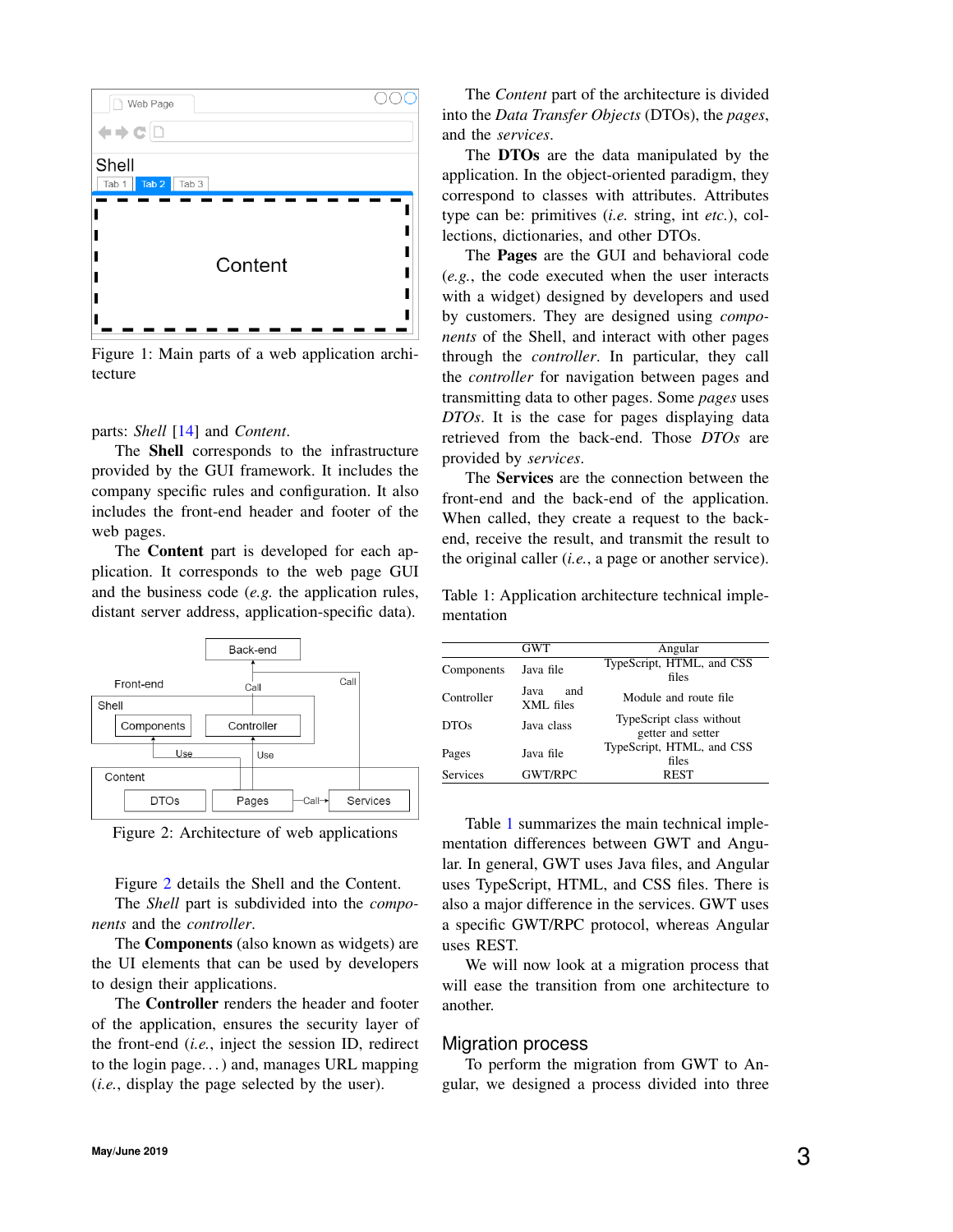Figure 1: Main parts of a web application architecture

parts: *Shell* [14] and *Content*.

The **Shell** corresponds to the infrastructure provided by the GUI framework. It includes the company specific rules and configuration. It also includes the front-end header and footer of the web pages.

The **Content** part is developed for each application. It corresponds to the web page GUI and the business code (*e.g.* the application rules, distant server address, application-specific data).

Figure 2: Architecture of web applications

Figure 2 details the Shell and the Content.

The *Shell* part is subdivided into the *components* and the *controller*.

The **Components** (also known as widgets) are the UI elements that can be used by developers to design their applications.

The **Controller** renders the header and footer of the application, ensures the security layer of the front-end (*i.e.*, inject the session ID, redirect to the login page...) and, manages URL mapping (*i.e.*, display the page selected by the user).

The *Content* part of the architecture is divided into the *Data Transfer Objects* (DTOs), the *pages*, and the *services*.

The **DTOs** are the data manipulated by the application. In the object-oriented paradigm, they correspond to classes with attributes. Attributes type can be: primitives (*i.e.* string, int *etc.*), collections, dictionaries, and other DTOs.

The **Pages** are the GUI and behavioral code (*e.g.*, the code executed when the user interacts with a widget) designed by developers and used by customers. They are designed using *components* of the Shell, and interact with other pages through the *controller*. In particular, they call the *controller* for navigation between pages and transmitting data to other pages. Some *pages* uses *DTOs*. It is the case for pages displaying data retrieved from the back-end. Those *DTOs* are provided by *services*.

The **Services** are the connection between the front-end and the back-end of the application. When called, they create a request to the back-end, receive the result, and transmit the result to the original caller (*i.e.*, a page or another service).

Table 1: Application architecture technical implementation

| | GWT | Angular |
|---|---|---|
| Components | Java file | TypeScript, HTML, and CSS files |
| Controller | Java and XML files | Module and route file |
| DTOs | Java class | TypeScript class without getter and setter |
| Pages | Java file | TypeScript, HTML, and CSS files |
| Services | GWT/RPC | REST |

Table 1 summarizes the main technical implementation differences between GWT and Angular. In general, GWT uses Java files, and Angular uses TypeScript, HTML, and CSS files. There is also a major difference in the services. GWT uses a specific GWT/RPC protocol, whereas Angular uses REST.

We will now look at a migration process that will ease the transition from one architecture to another.

## Migration process

To perform the migration from GWT to Angular, we designed a process divided into three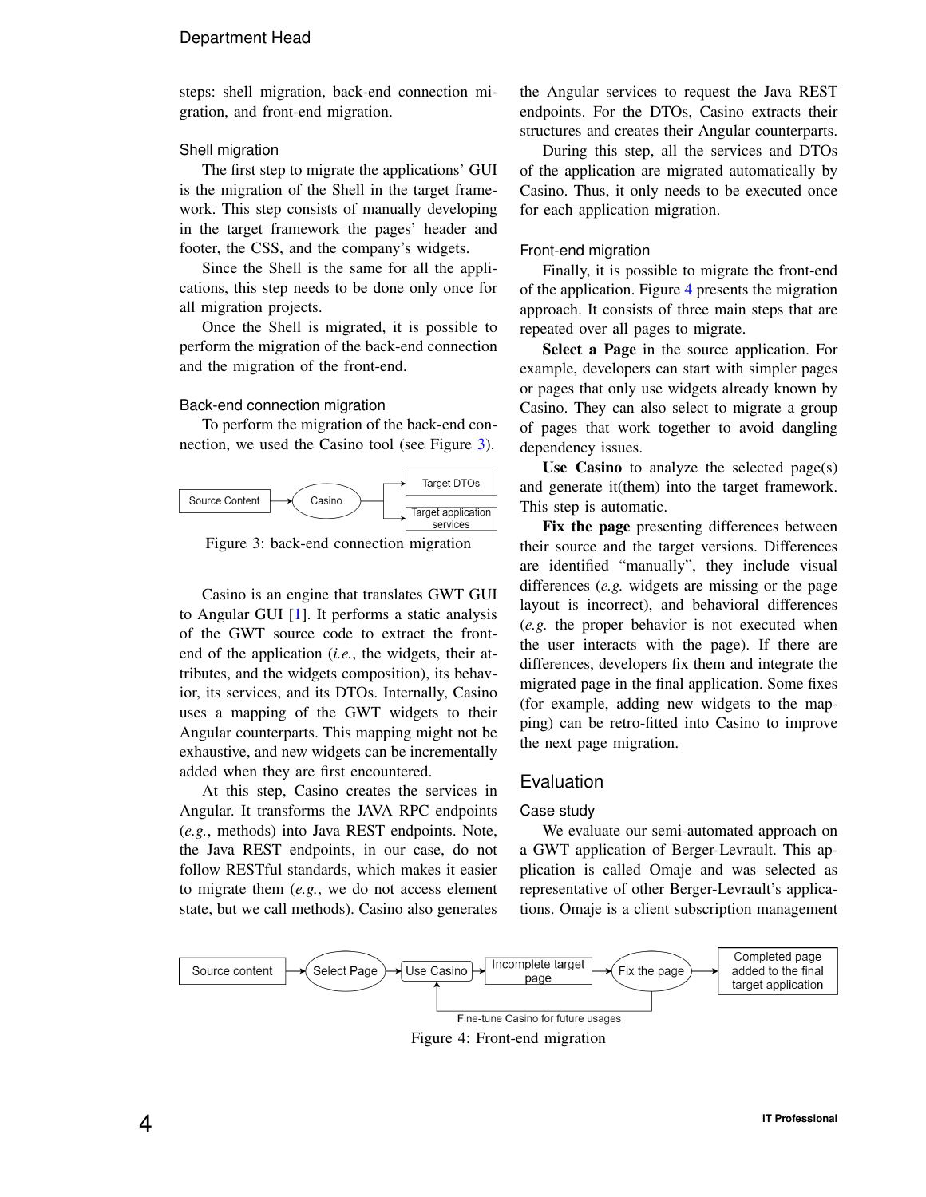steps: shell migration, back-end connection migration, and front-end migration.

### Shell migration

The first step to migrate the applications' GUI is the migration of the Shell in the target framework. This step consists of manually developing in the target framework the pages' header and footer, the CSS, and the company's widgets.

Since the Shell is the same for all the applications, this step needs to be done only once for all migration projects.

Once the Shell is migrated, it is possible to perform the migration of the back-end connection and the migration of the front-end.

### Back-end connection migration

To perform the migration of the back-end connection, we used the Casino tool (see Figure 3).

Figure 3: back-end connection migration

Casino is an engine that translates GWT GUI to Angular GUI [1]. It performs a static analysis of the GWT source code to extract the front-end of the application (*i.e.*, the widgets, their attributes, and the widgets composition), its behavior, its services, and its DTOs. Internally, Casino uses a mapping of the GWT widgets to their Angular counterparts. This mapping might not be exhaustive, and new widgets can be incrementally added when they are first encountered.

At this step, Casino creates the services in Angular. It transforms the JAVA RPC endpoints (*e.g.*, methods) into Java REST endpoints. Note, the Java REST endpoints, in our case, do not follow RESTful standards, which makes it easier to migrate them (*e.g.*, we do not access element state, but we call methods). Casino also generates the Angular services to request the Java REST endpoints. For the DTOs, Casino extracts their structures and creates their Angular counterparts.

During this step, all the services and DTOs of the application are migrated automatically by Casino. Thus, it only needs to be executed once for each application migration.

### Front-end migration

Finally, it is possible to migrate the front-end of the application. Figure 4 presents the migration approach. It consists of three main steps that are repeated over all pages to migrate.

**Select a Page** in the source application. For example, developers can start with simpler pages or pages that only use widgets already known by Casino. They can also select to migrate a group of pages that work together to avoid dangling dependency issues.

**Use Casino** to analyze the selected page(s) and generate it(them) into the target framework. This step is automatic.

**Fix the page** presenting differences between their source and the target versions. Differences are identified "manually", they include visual differences (*e.g.* widgets are missing or the page layout is incorrect), and behavioral differences (*e.g.* the proper behavior is not executed when the user interacts with the page). If there are differences, developers fix them and integrate the migrated page in the final application. Some fixes (for example, adding new widgets to the mapping) can be retro-fitted into Casino to improve the next page migration.

## Evaluation

### Case study

We evaluate our semi-automated approach on a GWT application of Berger-Levrault. This application is called Omaje and was selected as representative of other Berger-Levrault's applications. Omaje is a client subscription management

Figure 4: Front-end migration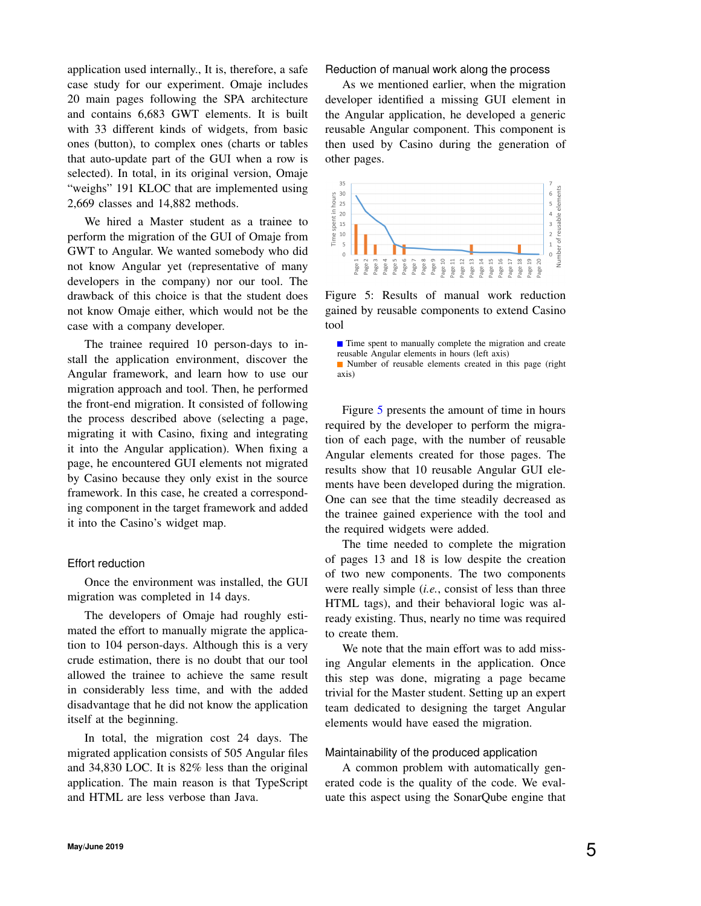application used internally., It is, therefore, a safe case study for our experiment. Omaje includes 20 main pages following the SPA architecture and contains 6,683 GWT elements. It is built with 33 different kinds of widgets, from basic ones (button), to complex ones (charts or tables that auto-update part of the GUI when a row is selected). In total, in its original version, Omaje "weighs" 191 KLOC that are implemented using 2,669 classes and 14,882 methods.

We hired a Master student as a trainee to perform the migration of the GUI of Omaje from GWT to Angular. We wanted somebody who did not know Angular yet (representative of many developers in the company) nor our tool. The drawback of this choice is that the student does not know Omaje either, which would not be the case with a company developer.

The trainee required 10 person-days to install the application environment, discover the Angular framework, and learn how to use our migration approach and tool. Then, he performed the front-end migration. It consisted of following the process described above (selecting a page, migrating it with Casino, fixing and integrating it into the Angular application). When fixing a page, he encountered GUI elements not migrated by Casino because they only exist in the source framework. In this case, he created a corresponding component in the target framework and added it into the Casino's widget map.

### Effort reduction

Once the environment was installed, the GUI migration was completed in 14 days.

The developers of Omaje had roughly estimated the effort to manually migrate the application to 104 person-days. Although this is a very crude estimation, there is no doubt that our tool allowed the trainee to achieve the same result in considerably less time, and with the added disadvantage that he did not know the application itself at the beginning.

In total, the migration cost 24 days. The migrated application consists of 505 Angular files and 34,830 LOC. It is 82% less than the original application. The main reason is that TypeScript and HTML are less verbose than Java.

### Reduction of manual work along the process

As we mentioned earlier, when the migration developer identified a missing GUI element in the Angular application, he developed a generic reusable Angular component. This component is then used by Casino during the generation of other pages.

Figure 5: Results of manual work reduction gained by reusable components to extend Casino tool

■ Time spent to manually complete the migration and create reusable Angular elements in hours (left axis)
■ Number of reusable elements created in this page (right axis)

Figure 5 presents the amount of time in hours required by the developer to perform the migration of each page, with the number of reusable Angular elements created for those pages. The results show that 10 reusable Angular GUI elements have been developed during the migration. One can see that the time steadily decreased as the trainee gained experience with the tool and the required widgets were added.

The time needed to complete the migration of pages 13 and 18 is low despite the creation of two new components. The two components were really simple (*i.e.*, consist of less than three HTML tags), and their behavioral logic was already existing. Thus, nearly no time was required to create them.

We note that the main effort was to add missing Angular elements in the application. Once this step was done, migrating a page became trivial for the Master student. Setting up an expert team dedicated to designing the target Angular elements would have eased the migration.

### Maintainability of the produced application

A common problem with automatically generated code is the quality of the code. We evaluate this aspect using the SonarQube engine that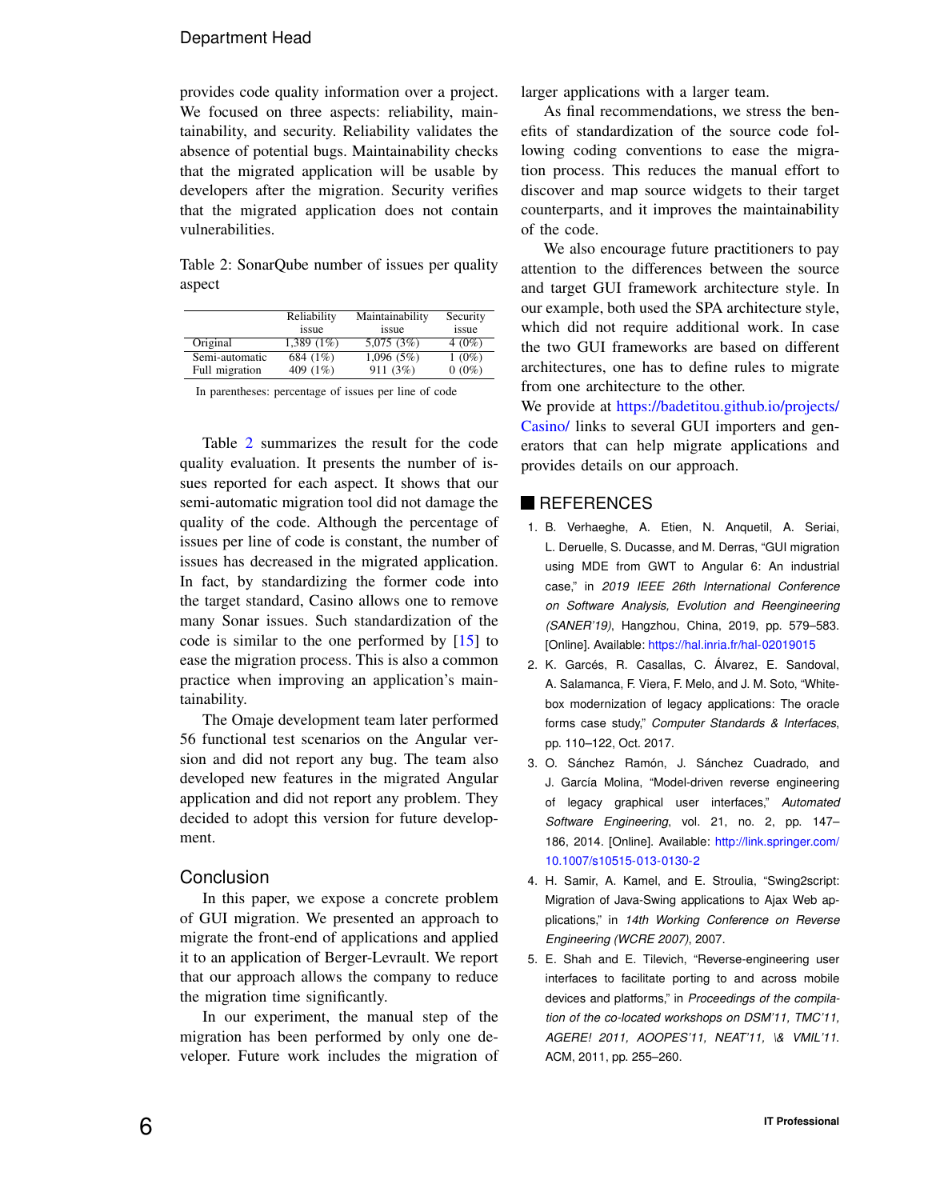provides code quality information over a project. We focused on three aspects: reliability, maintainability, and security. Reliability validates the absence of potential bugs. Maintainability checks that the migrated application will be usable by developers after the migration. Security verifies that the migrated application does not contain vulnerabilities.

Table 2: SonarQube number of issues per quality aspect

| | Reliability issue | Maintainability issue | Security issue |
|---|---|---|---|
| Original | 1,389 (1%) | 5,075 (3%) | 4 (0%) |
| Semi-automatic | 684 (1%) | 1,096 (5%) | 1 (0%) |
| Full migration | 409 (1%) | 911 (3%) | 0 (0%) |

In parentheses: percentage of issues per line of code

Table 2 summarizes the result for the code quality evaluation. It presents the number of issues reported for each aspect. It shows that our semi-automatic migration tool did not damage the quality of the code. Although the percentage of issues per line of code is constant, the number of issues has decreased in the migrated application. In fact, by standardizing the former code into the target standard, Casino allows one to remove many Sonar issues. Such standardization of the code is similar to the one performed by [15] to ease the migration process. This is also a common practice when improving an application's maintainability.

The Omaje development team later performed 56 functional test scenarios on the Angular version and did not report any bug. The team also developed new features in the migrated Angular application and did not report any problem. They decided to adopt this version for future development.

## Conclusion

In this paper, we expose a concrete problem of GUI migration. We presented an approach to migrate the front-end of applications and applied it to an application of Berger-Levrault. We report that our approach allows the company to reduce the migration time significantly.

In our experiment, the manual step of the migration has been performed by only one developer. Future work includes the migration of larger applications with a larger team.

As final recommendations, we stress the benefits of standardization of the source code following coding conventions to ease the migration process. This reduces the manual effort to discover and map source widgets to their target counterparts, and it improves the maintainability of the code.

We also encourage future practitioners to pay attention to the differences between the source and target GUI framework architecture style. In our example, both used the SPA architecture style, which did not require additional work. In case the two GUI frameworks are based on different architectures, one has to define rules to migrate from one architecture to the other.

We provide at https://badetitou.github.io/projects/Casino/ links to several GUI importers and generators that can help migrate applications and provides details on our approach.

## REFERENCES

1. B. Verhaeghe, A. Etien, N. Anquetil, A. Seriai, L. Deruelle, S. Ducasse, and M. Derras, "GUI migration using MDE from GWT to Angular 6: An industrial case," in *2019 IEEE 26th International Conference on Software Analysis, Evolution and Reengineering (SANER'19)*, Hangzhou, China, 2019, pp. 579–583. [Online]. Available: https://hal.inria.fr/hal-02019015
2. K. Garcés, R. Casallas, C. Álvarez, E. Sandoval, A. Salamanca, F. Viera, F. Melo, and J. M. Soto, "White-box modernization of legacy applications: The oracle forms case study," *Computer Standards & Interfaces*, pp. 110–122, Oct. 2017.
3. O. Sánchez Ramón, J. Sánchez Cuadrado, and J. García Molina, "Model-driven reverse engineering of legacy graphical user interfaces," *Automated Software Engineering*, vol. 21, no. 2, pp. 147–186, 2014. [Online]. Available: http://link.springer.com/10.1007/s10515-013-0130-2
4. H. Samir, A. Kamel, and E. Stroulia, "Swing2script: Migration of Java-Swing applications to Ajax Web applications," in *14th Working Conference on Reverse Engineering (WCRE 2007)*, 2007.
5. E. Shah and E. Tilevich, "Reverse-engineering user interfaces to facilitate porting to and across mobile devices and platforms," in *Proceedings of the compilation of the co-located workshops on DSM'11, TMC'11, AGERE! 2011, AOOPES'11, NEAT'11, \& VMIL'11.* ACM, 2011, pp. 255–260.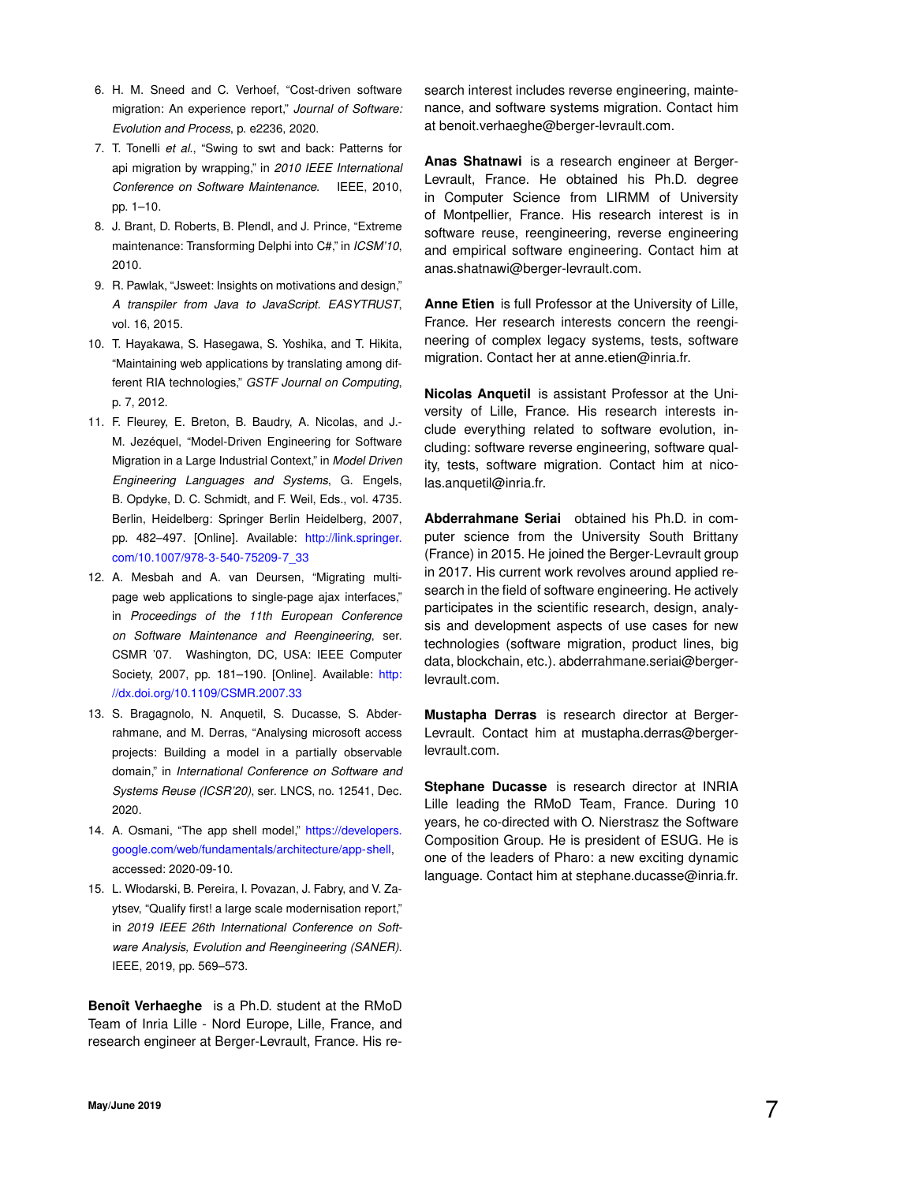6. H. M. Sneed and C. Verhoef, "Cost-driven software migration: An experience report," *Journal of Software: Evolution and Process*, p. e2236, 2020.
7. T. Tonelli *et al.*, "Swing to swt and back: Patterns for api migration by wrapping," in *2010 IEEE International Conference on Software Maintenance*. IEEE, 2010, pp. 1–10.
8. J. Brant, D. Roberts, B. Plendl, and J. Prince, "Extreme maintenance: Transforming Delphi into C#," in *ICSM'10*, 2010.
9. R. Pawlak, "Jsweet: Insights on motivations and design," *A transpiler from Java to JavaScript. EASYTRUST*, vol. 16, 2015.
10. T. Hayakawa, S. Hasegawa, S. Yoshika, and T. Hikita, "Maintaining web applications by translating among different RIA technologies," *GSTF Journal on Computing*, p. 7, 2012.
11. F. Fleurey, E. Breton, B. Baudry, A. Nicolas, and J.-M. Jezéquel, "Model-Driven Engineering for Software Migration in a Large Industrial Context," in *Model Driven Engineering Languages and Systems*, G. Engels, B. Opdyke, D. C. Schmidt, and F. Weil, Eds., vol. 4735. Berlin, Heidelberg: Springer Berlin Heidelberg, 2007, pp. 482–497. [Online]. Available: http://link.springer.com/10.1007/978-3-540-75209-7_33
12. A. Mesbah and A. van Deursen, "Migrating multi-page web applications to single-page ajax interfaces," in *Proceedings of the 11th European Conference on Software Maintenance and Reengineering*, ser. CSMR '07. Washington, DC, USA: IEEE Computer Society, 2007, pp. 181–190. [Online]. Available: http://dx.doi.org/10.1109/CSMR.2007.33
13. S. Bragagnolo, N. Anquetil, S. Ducasse, S. Abderrahmane, and M. Derras, "Analysing microsoft access projects: Building a model in a partially observable domain," in *International Conference on Software and Systems Reuse (ICSR'20)*, ser. LNCS, no. 12541, Dec. 2020.
14. A. Osmani, "The app shell model," https://developers.google.com/web/fundamentals/architecture/app-shell, accessed: 2020-09-10.
15. L. Włodarski, B. Pereira, I. Povazan, J. Fabry, and V. Zaytsev, "Qualify first! a large scale modernisation report," in *2019 IEEE 26th International Conference on Software Analysis, Evolution and Reengineering (SANER)*. IEEE, 2019, pp. 569–573.

**Benoît Verhaeghe** is a Ph.D. student at the RMoD Team of Inria Lille - Nord Europe, Lille, France, and research engineer at Berger-Levrault, France. His research interest includes reverse engineering, maintenance, and software systems migration. Contact him at benoit.verhaeghe@berger-levrault.com.

**Anas Shatnawi** is a research engineer at Berger-Levrault, France. He obtained his Ph.D. degree in Computer Science from LIRMM of University of Montpellier, France. His research interest is in software reuse, reengineering, reverse engineering and empirical software engineering. Contact him at anas.shatnawi@berger-levrault.com.

**Anne Etien** is full Professor at the University of Lille, France. Her research interests concern the reengineering of complex legacy systems, tests, software migration. Contact her at anne.etien@inria.fr.

**Nicolas Anquetil** is assistant Professor at the University of Lille, France. His research interests include everything related to software evolution, including: software reverse engineering, software quality, tests, software migration. Contact him at nicolas.anquetil@inria.fr.

**Abderrahmane Seriai** obtained his Ph.D. in computer science from the University South Brittany (France) in 2015. He joined the Berger-Levrault group in 2017. His current work revolves around applied research in the field of software engineering. He actively participates in the scientific research, design, analysis and development aspects of use cases for new technologies (software migration, product lines, big data, blockchain, etc.). abderrahmane.seriai@berger-levrault.com.

**Mustapha Derras** is research director at Berger-Levrault. Contact him at mustapha.derras@berger-levrault.com.

**Stephane Ducasse** is research director at INRIA Lille leading the RMoD Team, France. During 10 years, he co-directed with O. Nierstrasz the Software Composition Group. He is president of ESUG. He is one of the leaders of Pharo: a new exciting dynamic language. Contact him at stephane.ducasse@inria.fr.